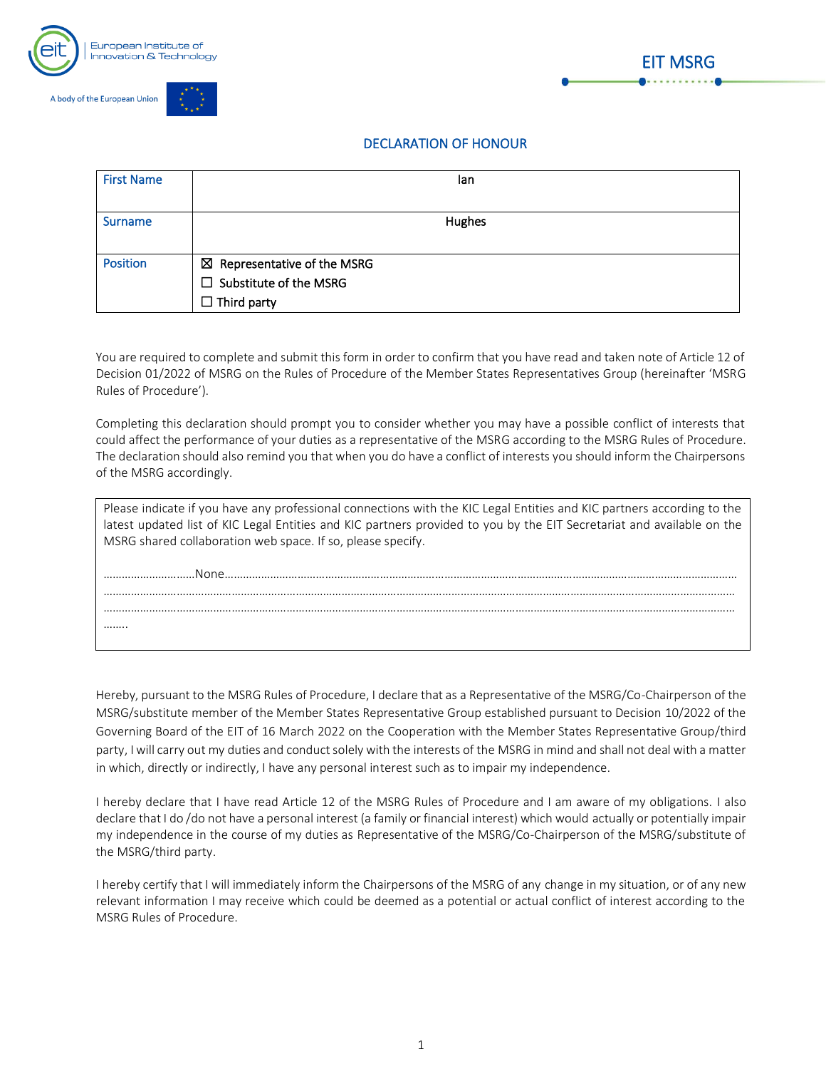European Institute of Innovation & Technology

A body of the European Union

EIT MSRG

# DECLARATION OF HONOUR

| First Name | Ian |
|---|---|
| Surname | Hughes |
| Position | ☒ Representative of the MSRG<br>☐ Substitute of the MSRG<br>☐ Third party |

You are required to complete and submit this form in order to confirm that you have read and taken note of Article 12 of Decision 01/2022 of MSRG on the Rules of Procedure of the Member States Representatives Group (hereinafter 'MSRG Rules of Procedure').

Completing this declaration should prompt you to consider whether you may have a possible conflict of interests that could affect the performance of your duties as a representative of the MSRG according to the MSRG Rules of Procedure. The declaration should also remind you that when you do have a conflict of interests you should inform the Chairpersons of the MSRG accordingly.

Please indicate if you have any professional connections with the KIC Legal Entities and KIC partners according to the latest updated list of KIC Legal Entities and KIC partners provided to you by the EIT Secretariat and available on the MSRG shared collaboration web space. If so, please specify.

……………………….None…………………………………………………………………………………………………………………………………
…………………………………………………………………………………………………………………………………………………………………
…………………………………………………………………………………………………………………………………………………………………
……..

Hereby, pursuant to the MSRG Rules of Procedure, I declare that as a Representative of the MSRG/Co-Chairperson of the MSRG/substitute member of the Member States Representative Group established pursuant to Decision 10/2022 of the Governing Board of the EIT of 16 March 2022 on the Cooperation with the Member States Representative Group/third party, I will carry out my duties and conduct solely with the interests of the MSRG in mind and shall not deal with a matter in which, directly or indirectly, I have any personal interest such as to impair my independence.

I hereby declare that I have read Article 12 of the MSRG Rules of Procedure and I am aware of my obligations. I also declare that I do /do not have a personal interest (a family or financial interest) which would actually or potentially impair my independence in the course of my duties as Representative of the MSRG/Co-Chairperson of the MSRG/substitute of the MSRG/third party.

I hereby certify that I will immediately inform the Chairpersons of the MSRG of any change in my situation, or of any new relevant information I may receive which could be deemed as a potential or actual conflict of interest according to the MSRG Rules of Procedure.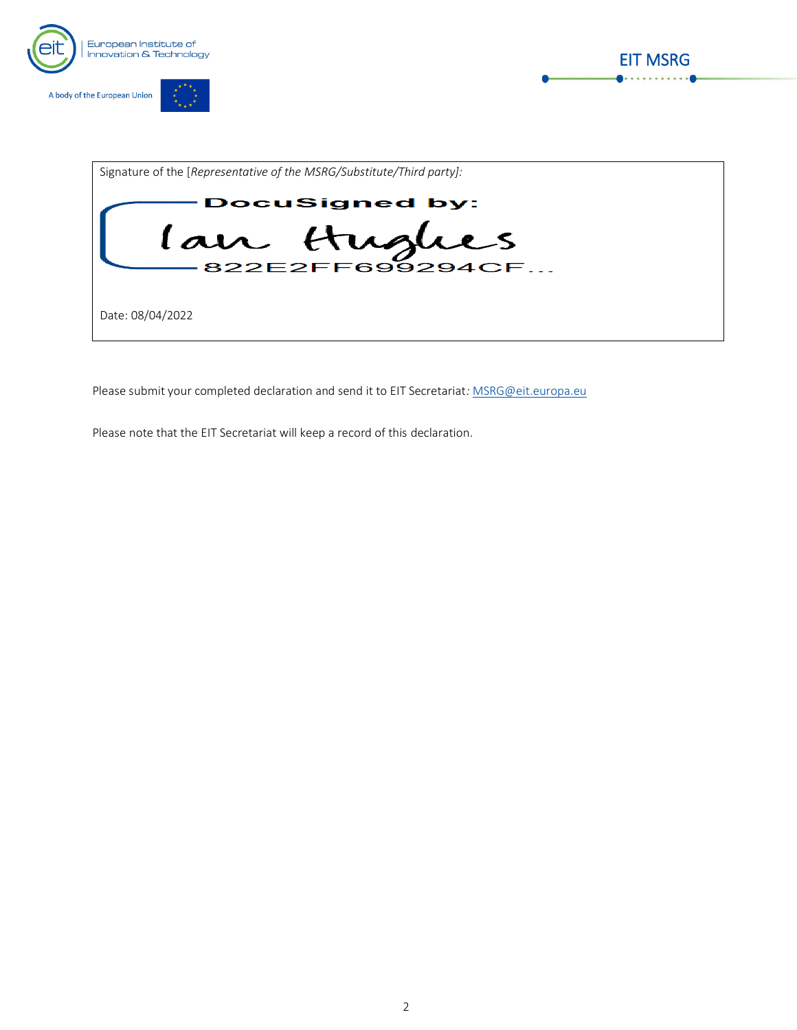Signature of the [*Representative of the MSRG/Substitute/Third party]:*

DocuSigned by:
Ian Hughes
822E2FF699294CF...

Date: 08/04/2022

Please submit your completed declaration and send it to EIT Secretariat*:* MSRG@eit.europa.eu

Please note that the EIT Secretariat will keep a record of this declaration.